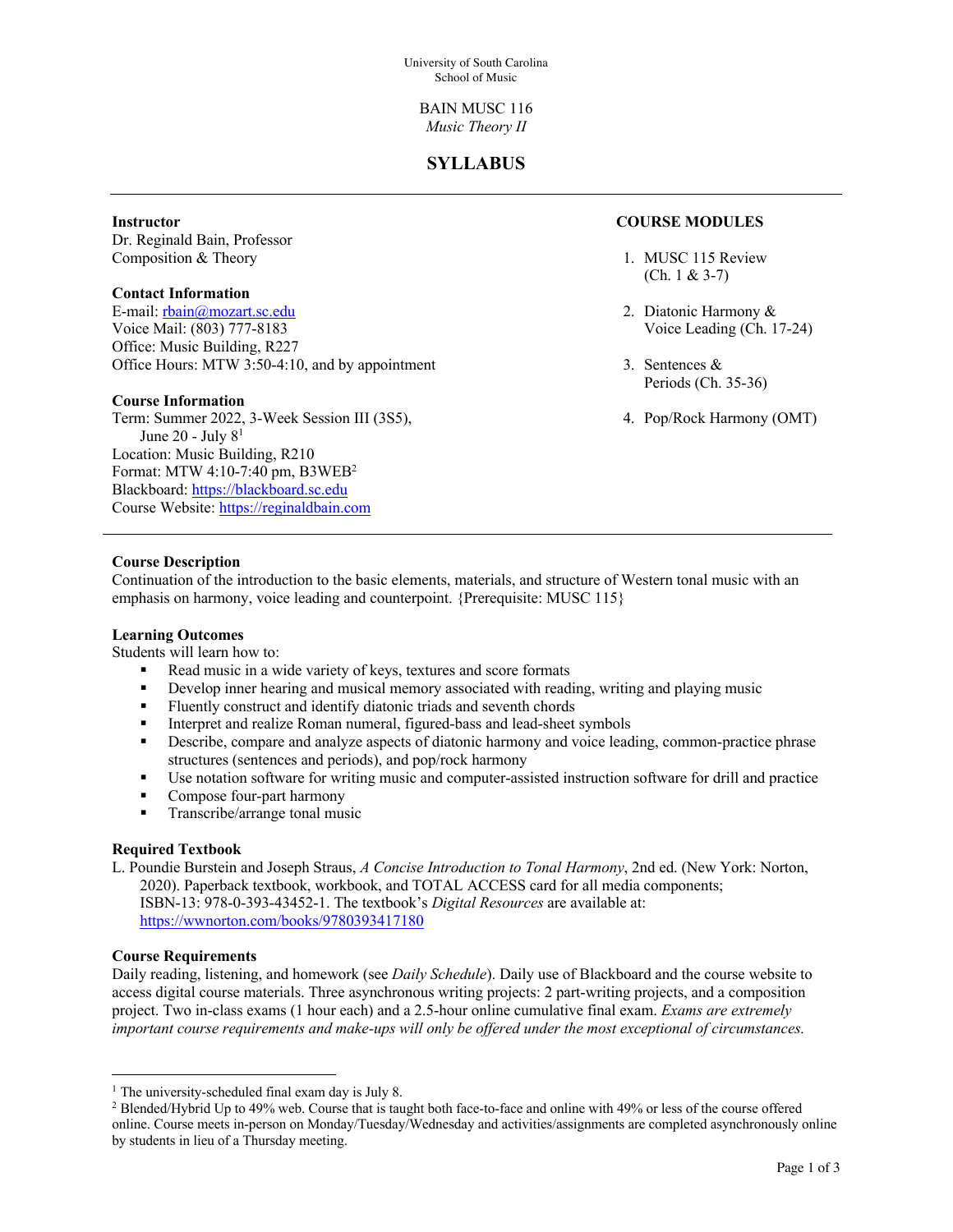University of South Carolina
School of Music

BAIN MUSC 116
*Music Theory II*

# SYLLABUS

**Instructor**
Dr. Reginald Bain, Professor
Composition & Theory

**Contact Information**
E-mail: rbain@mozart.sc.edu
Voice Mail: (803) 777-8183
Office: Music Building, R227
Office Hours: MTW 3:50-4:10, and by appointment

**Course Information**
Term: Summer 2022, 3-Week Session III (3S5), June 20 - July 8[1]
Location: Music Building, R210
Format: MTW 4:10-7:40 pm, B3WEB[2]
Blackboard: https://blackboard.sc.edu
Course Website: https://reginaldbain.com

**COURSE MODULES**

1. MUSC 115 Review (Ch. 1 & 3-7)
2. Diatonic Harmony & Voice Leading (Ch. 17-24)
3. Sentences & Periods (Ch. 35-36)
4. Pop/Rock Harmony (OMT)

**Course Description**
Continuation of the introduction to the basic elements, materials, and structure of Western tonal music with an emphasis on harmony, voice leading and counterpoint. {Prerequisite: MUSC 115}

**Learning Outcomes**
Students will learn how to:

- Read music in a wide variety of keys, textures and score formats
- Develop inner hearing and musical memory associated with reading, writing and playing music
- Fluently construct and identify diatonic triads and seventh chords
- Interpret and realize Roman numeral, figured-bass and lead-sheet symbols
- Describe, compare and analyze aspects of diatonic harmony and voice leading, common-practice phrase structures (sentences and periods), and pop/rock harmony
- Use notation software for writing music and computer-assisted instruction software for drill and practice
- Compose four-part harmony
- Transcribe/arrange tonal music

**Required Textbook**
L. Poundie Burstein and Joseph Straus, *A Concise Introduction to Tonal Harmony*, 2nd ed. (New York: Norton, 2020). Paperback textbook, workbook, and TOTAL ACCESS card for all media components; ISBN-13: 978-0-393-43452-1. The textbook's *Digital Resources* are available at: https://wwnorton.com/books/9780393417180

**Course Requirements**
Daily reading, listening, and homework (see *Daily Schedule*). Daily use of Blackboard and the course website to access digital course materials. Three asynchronous writing projects: 2 part-writing projects, and a composition project. Two in-class exams (1 hour each) and a 2.5-hour online cumulative final exam. *Exams are extremely important course requirements and make-ups will only be offered under the most exceptional of circumstances.*

---

[1] The university-scheduled final exam day is July 8.

[2] Blended/Hybrid Up to 49% web. Course that is taught both face-to-face and online with 49% or less of the course offered online. Course meets in-person on Monday/Tuesday/Wednesday and activities/assignments are completed asynchronously online by students in lieu of a Thursday meeting.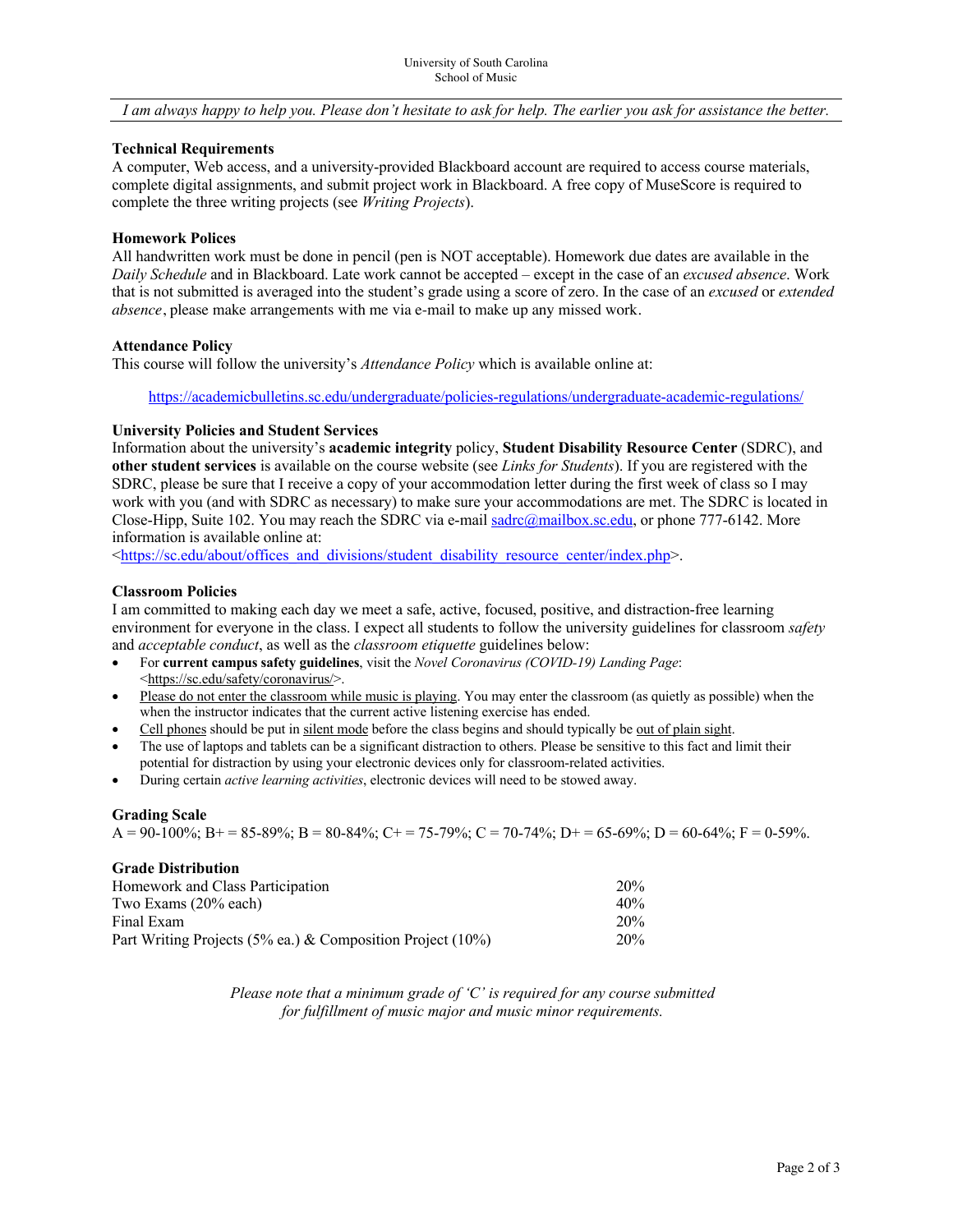University of South Carolina
School of Music

*I am always happy to help you. Please don't hesitate to ask for help. The earlier you ask for assistance the better.*

### Technical Requirements

A computer, Web access, and a university-provided Blackboard account are required to access course materials, complete digital assignments, and submit project work in Blackboard. A free copy of MuseScore is required to complete the three writing projects (see *Writing Projects*).

### Homework Polices

All handwritten work must be done in pencil (pen is NOT acceptable). Homework due dates are available in the *Daily Schedule* and in Blackboard. Late work cannot be accepted – except in the case of an *excused absence*. Work that is not submitted is averaged into the student's grade using a score of zero. In the case of an *excused* or *extended absence*, please make arrangements with me via e-mail to make up any missed work.

### Attendance Policy

This course will follow the university's *Attendance Policy* which is available online at:

https://academicbulletins.sc.edu/undergraduate/policies-regulations/undergraduate-academic-regulations/

### University Policies and Student Services

Information about the university's **academic integrity** policy, **Student Disability Resource Center** (SDRC), and **other student services** is available on the course website (see *Links for Students*). If you are registered with the SDRC, please be sure that I receive a copy of your accommodation letter during the first week of class so I may work with you (and with SDRC as necessary) to make sure your accommodations are met. The SDRC is located in Close-Hipp, Suite 102. You may reach the SDRC via e-mail sadrc@mailbox.sc.edu, or phone 777-6142. More information is available online at:
<https://sc.edu/about/offices_and_divisions/student_disability_resource_center/index.php>.

### Classroom Policies

I am committed to making each day we meet a safe, active, focused, positive, and distraction-free learning environment for everyone in the class. I expect all students to follow the university guidelines for classroom *safety* and *acceptable conduct*, as well as the *classroom etiquette* guidelines below:

- For **current campus safety guidelines**, visit the *Novel Coronavirus (COVID-19) Landing Page*: <https://sc.edu/safety/coronavirus/>.
- Please do not enter the classroom while music is playing. You may enter the classroom (as quietly as possible) when the when the instructor indicates that the current active listening exercise has ended.
- Cell phones should be put in silent mode before the class begins and should typically be out of plain sight.
- The use of laptops and tablets can be a significant distraction to others. Please be sensitive to this fact and limit their potential for distraction by using your electronic devices only for classroom-related activities.
- During certain *active learning activities*, electronic devices will need to be stowed away.

### Grading Scale

A = 90-100%; B+ = 85-89%; B = 80-84%; C+ = 75-79%; C = 70-74%; D+ = 65-69%; D = 60-64%; F = 0-59%.

### Grade Distribution

| | |
|---|---|
| Homework and Class Participation | 20% |
| Two Exams (20% each) | 40% |
| Final Exam | 20% |
| Part Writing Projects (5% ea.) & Composition Project (10%) | 20% |

*Please note that a minimum grade of 'C' is required for any course submitted for fulfillment of music major and music minor requirements.*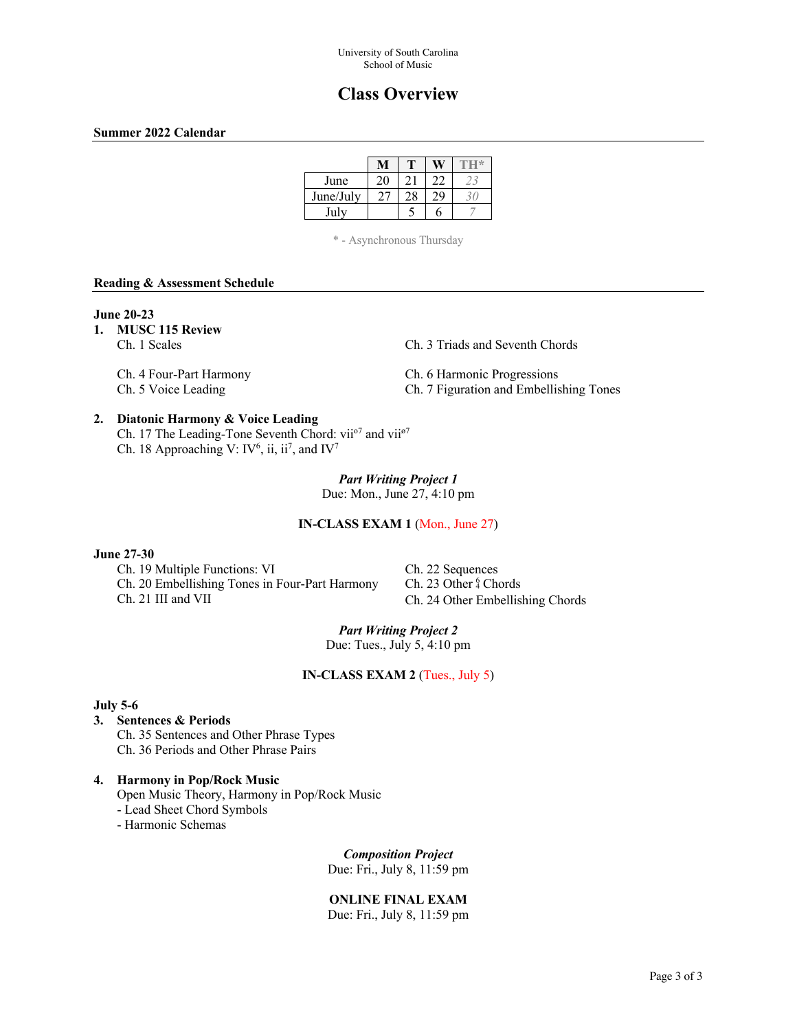University of South Carolina
School of Music

# Class Overview

### Summer 2022 Calendar

| | M | T | W | TH* |
|---|---|---|---|---|
| June | 20 | 21 | 22 | 23 |
| June/July | 27 | 28 | 29 | 30 |
| July | | 5 | 6 | 7 |

\* - Asynchronous Thursday

### Reading & Assessment Schedule

**June 20-23**

1. **MUSC 115 Review**
   - Ch. 1 Scales
   - Ch. 3 Triads and Seventh Chords
   - Ch. 4 Four-Part Harmony
   - Ch. 5 Voice Leading
   - Ch. 6 Harmonic Progressions
   - Ch. 7 Figuration and Embellishing Tones

2. **Diatonic Harmony & Voice Leading**
   - Ch. 17 The Leading-Tone Seventh Chord: vii$^{o7}$ and vii$^{ø7}$
   - Ch. 18 Approaching V: IV$^{6}$, ii, ii$^{7}$, and IV$^{7}$

***Part Writing Project 1***
Due: Mon., June 27, 4:10 pm

**IN-CLASS EXAM 1** (Mon., June 27)

**June 27-30**

- Ch. 19 Multiple Functions: VI
- Ch. 20 Embellishing Tones in Four-Part Harmony
- Ch. 21 III and VII
- Ch. 22 Sequences
- Ch. 23 Other $\substack{6\\4}$ Chords
- Ch. 24 Other Embellishing Chords

***Part Writing Project 2***
Due: Tues., July 5, 4:10 pm

**IN-CLASS EXAM 2** (Tues., July 5)

**July 5-6**

3. **Sentences & Periods**
   - Ch. 35 Sentences and Other Phrase Types
   - Ch. 36 Periods and Other Phrase Pairs

4. **Harmony in Pop/Rock Music**
   Open Music Theory, Harmony in Pop/Rock Music
   - Lead Sheet Chord Symbols
   - Harmonic Schemas

***Composition Project***
Due: Fri., July 8, 11:59 pm

**ONLINE FINAL EXAM**
Due: Fri., July 8, 11:59 pm